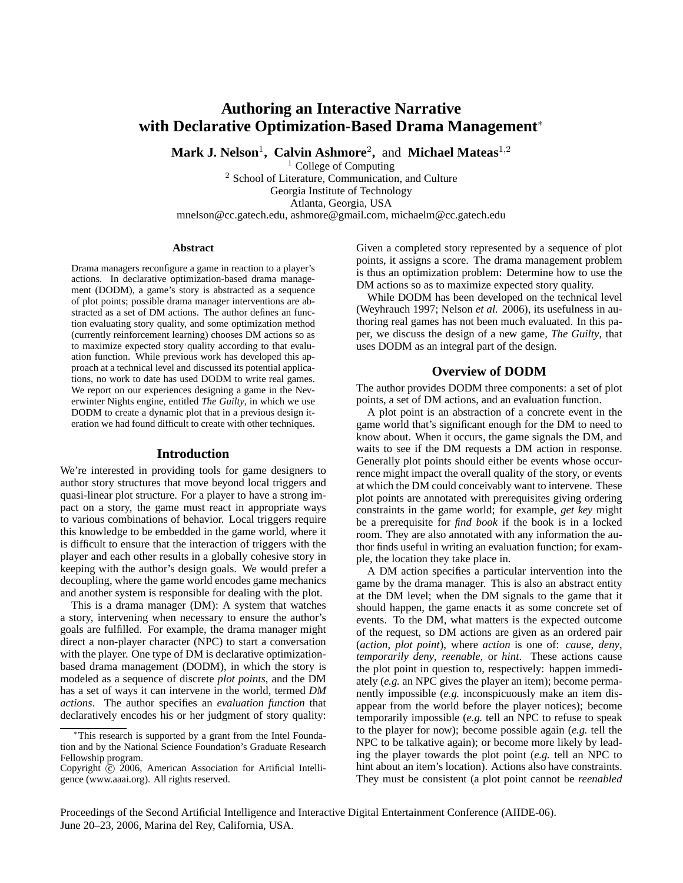# Authoring an Interactive Narrative with Declarative Optimization-Based Drama Management*

**Mark J. Nelson**[1], **Calvin Ashmore**[2], and **Michael Mateas**[1,2]

[1] College of Computing
[2] School of Literature, Communication, and Culture
Georgia Institute of Technology
Atlanta, Georgia, USA
mnelson@cc.gatech.edu, ashmore@gmail.com, michaelm@cc.gatech.edu

### Abstract

Drama managers reconfigure a game in reaction to a player's actions. In declarative optimization-based drama management (DODM), a game's story is abstracted as a sequence of plot points; possible drama manager interventions are abstracted as a set of DM actions. The author defines an function evaluating story quality, and some optimization method (currently reinforcement learning) chooses DM actions so as to maximize expected story quality according to that evaluation function. While previous work has developed this approach at a technical level and discussed its potential applications, no work to date has used DODM to write real games. We report on our experiences designing a game in the Neverwinter Nights engine, entitled *The Guilty*, in which we use DODM to create a dynamic plot that in a previous design iteration we had found difficult to create with other techniques.

## Introduction

We're interested in providing tools for game designers to author story structures that move beyond local triggers and quasi-linear plot structure. For a player to have a strong impact on a story, the game must react in appropriate ways to various combinations of behavior. Local triggers require this knowledge to be embedded in the game world, where it is difficult to ensure that the interaction of triggers with the player and each other results in a globally cohesive story in keeping with the author's design goals. We would prefer a decoupling, where the game world encodes game mechanics and another system is responsible for dealing with the plot.

This is a drama manager (DM): A system that watches a story, intervening when necessary to ensure the author's goals are fulfilled. For example, the drama manager might direct a non-player character (NPC) to start a conversation with the player. One type of DM is declarative optimization-based drama management (DODM), in which the story is modeled as a sequence of discrete *plot points*, and the DM has a set of ways it can intervene in the world, termed *DM actions*. The author specifies an *evaluation function* that declaratively encodes his or her judgment of story quality: Given a completed story represented by a sequence of plot points, it assigns a score. The drama management problem is thus an optimization problem: Determine how to use the DM actions so as to maximize expected story quality.

While DODM has been developed on the technical level (Weyhrauch 1997; Nelson *et al.* 2006), its usefulness in authoring real games has not been much evaluated. In this paper, we discuss the design of a new game, *The Guilty*, that uses DODM as an integral part of the design.

## Overview of DODM

The author provides DODM three components: a set of plot points, a set of DM actions, and an evaluation function.

A plot point is an abstraction of a concrete event in the game world that's significant enough for the DM to need to know about. When it occurs, the game signals the DM, and waits to see if the DM requests a DM action in response. Generally plot points should either be events whose occurrence might impact the overall quality of the story, or events at which the DM could conceivably want to intervene. These plot points are annotated with prerequisites giving ordering constraints in the game world; for example, *get key* might be a prerequisite for *find book* if the book is in a locked room. They are also annotated with any information the author finds useful in writing an evaluation function; for example, the location they take place in.

A DM action specifies a particular intervention into the game by the drama manager. This is also an abstract entity at the DM level; when the DM signals to the game that it should happen, the game enacts it as some concrete set of events. To the DM, what matters is the expected outcome of the request, so DM actions are given as an ordered pair (*action*, *plot point*), where *action* is one of: *cause*, *deny*, *temporarily deny*, *reenable*, or *hint*. These actions cause the plot point in question to, respectively: happen immediately (*e.g.* an NPC gives the player an item); become permanently impossible (*e.g.* inconspicuously make an item disappear from the world before the player notices); become temporarily impossible (*e.g.* tell an NPC to refuse to speak to the player for now); become possible again (*e.g.* tell the NPC to be talkative again); or become more likely by leading the player towards the plot point (*e.g.* tell an NPC to hint about an item's location). Actions also have constraints. They must be consistent (a plot point cannot be *reenabled*

---

*This research is supported by a grant from the Intel Foundation and by the National Science Foundation's Graduate Research Fellowship program.

Copyright © 2006, American Association for Artificial Intelligence (www.aaai.org). All rights reserved.

Proceedings of the Second Artificial Intelligence and Interactive Digital Entertainment Conference (AIIDE-06). June 20–23, 2006, Marina del Rey, California, USA.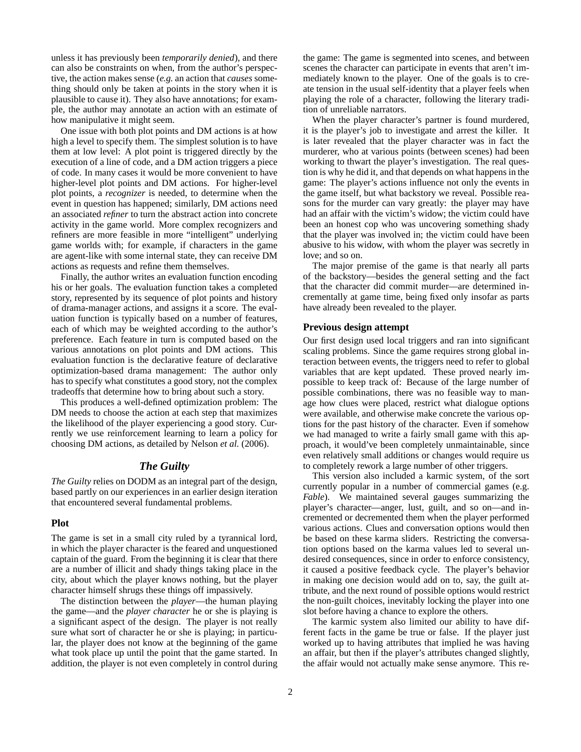unless it has previously been *temporarily denied*), and there can also be constraints on when, from the author's perspective, the action makes sense (*e.g.* an action that *causes* something should only be taken at points in the story when it is plausible to cause it). They also have annotations; for example, the author may annotate an action with an estimate of how manipulative it might seem.

One issue with both plot points and DM actions is at how high a level to specify them. The simplest solution is to have them at low level: A plot point is triggered directly by the execution of a line of code, and a DM action triggers a piece of code. In many cases it would be more convenient to have higher-level plot points and DM actions. For higher-level plot points, a *recognizer* is needed, to determine when the event in question has happened; similarly, DM actions need an associated *refiner* to turn the abstract action into concrete activity in the game world. More complex recognizers and refiners are more feasible in more "intelligent" underlying game worlds with; for example, if characters in the game are agent-like with some internal state, they can receive DM actions as requests and refine them themselves.

Finally, the author writes an evaluation function encoding his or her goals. The evaluation function takes a completed story, represented by its sequence of plot points and history of drama-manager actions, and assigns it a score. The evaluation function is typically based on a number of features, each of which may be weighted according to the author's preference. Each feature in turn is computed based on the various annotations on plot points and DM actions. This evaluation function is the declarative feature of declarative optimization-based drama management: The author only has to specify what constitutes a good story, not the complex tradeoffs that determine how to bring about such a story.

This produces a well-defined optimization problem: The DM needs to choose the action at each step that maximizes the likelihood of the player experiencing a good story. Currently we use reinforcement learning to learn a policy for choosing DM actions, as detailed by Nelson *et al.* (2006).

## *The Guilty*

*The Guilty* relies on DODM as an integral part of the design, based partly on our experiences in an earlier design iteration that encountered several fundamental problems.

### Plot

The game is set in a small city ruled by a tyrannical lord, in which the player character is the feared and unquestioned captain of the guard. From the beginning it is clear that there are a number of illicit and shady things taking place in the city, about which the player knows nothing, but the player character himself shrugs these things off impassively.

The distinction between the *player*—the human playing the game—and the *player character* he or she is playing is a significant aspect of the design. The player is not really sure what sort of character he or she is playing; in particular, the player does not know at the beginning of the game what took place up until the point that the game started. In addition, the player is not even completely in control during the game: The game is segmented into scenes, and between scenes the character can participate in events that aren't immediately known to the player. One of the goals is to create tension in the usual self-identity that a player feels when playing the role of a character, following the literary tradition of unreliable narrators.

When the player character's partner is found murdered, it is the player's job to investigate and arrest the killer. It is later revealed that the player character was in fact the murderer, who at various points (between scenes) had been working to thwart the player's investigation. The real question is why he did it, and that depends on what happens in the game: The player's actions influence not only the events in the game itself, but what backstory we reveal. Possible reasons for the murder can vary greatly: the player may have had an affair with the victim's widow; the victim could have been an honest cop who was uncovering something shady that the player was involved in; the victim could have been abusive to his widow, with whom the player was secretly in love; and so on.

The major premise of the game is that nearly all parts of the backstory—besides the general setting and the fact that the character did commit murder—are determined incrementally at game time, being fixed only insofar as parts have already been revealed to the player.

### Previous design attempt

Our first design used local triggers and ran into significant scaling problems. Since the game requires strong global interaction between events, the triggers need to refer to global variables that are kept updated. These proved nearly impossible to keep track of: Because of the large number of possible combinations, there was no feasible way to manage how clues were placed, restrict what dialogue options were available, and otherwise make concrete the various options for the past history of the character. Even if somehow we had managed to write a fairly small game with this approach, it would've been completely unmaintainable, since even relatively small additions or changes would require us to completely rework a large number of other triggers.

This version also included a karmic system, of the sort currently popular in a number of commercial games (e.g. *Fable*). We maintained several gauges summarizing the player's character—anger, lust, guilt, and so on—and incremented or decremented them when the player performed various actions. Clues and conversation options would then be based on these karma sliders. Restricting the conversation options based on the karma values led to several undesired consequences, since in order to enforce consistency, it caused a positive feedback cycle. The player's behavior in making one decision would add on to, say, the guilt attribute, and the next round of possible options would restrict the non-guilt choices, inevitably locking the player into one slot before having a chance to explore the others.

The karmic system also limited our ability to have different facts in the game be true or false. If the player just worked up to having attributes that implied he was having an affair, but then if the player's attributes changed slightly, the affair would not actually make sense anymore. This re-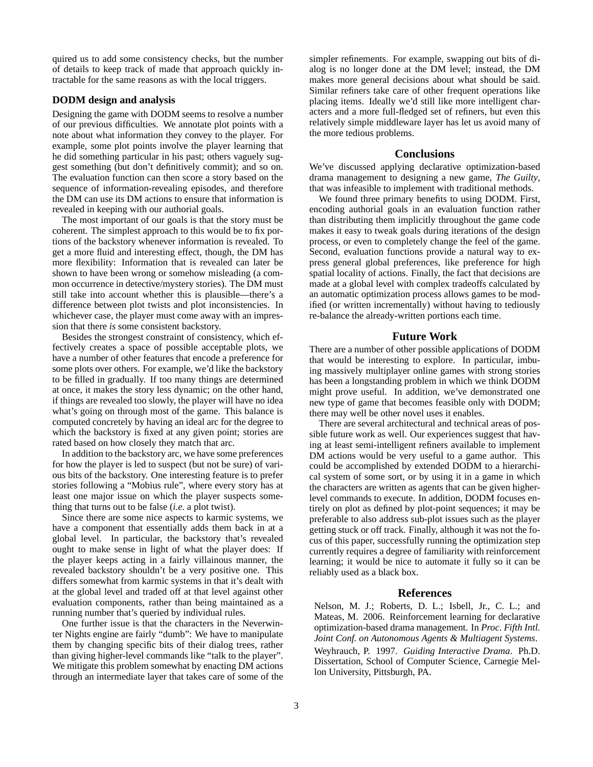quired us to add some consistency checks, but the number of details to keep track of made that approach quickly intractable for the same reasons as with the local triggers.

### DODM design and analysis

Designing the game with DODM seems to resolve a number of our previous difficulties. We annotate plot points with a note about what information they convey to the player. For example, some plot points involve the player learning that he did something particular in his past; others vaguely suggest something (but don't definitively commit); and so on. The evaluation function can then score a story based on the sequence of information-revealing episodes, and therefore the DM can use its DM actions to ensure that information is revealed in keeping with our authorial goals.

The most important of our goals is that the story must be coherent. The simplest approach to this would be to fix portions of the backstory whenever information is revealed. To get a more fluid and interesting effect, though, the DM has more flexibility: Information that is revealed can later be shown to have been wrong or somehow misleading (a common occurrence in detective/mystery stories). The DM must still take into account whether this is plausible—there's a difference between plot twists and plot inconsistencies. In whichever case, the player must come away with an impression that there *is* some consistent backstory.

Besides the strongest constraint of consistency, which effectively creates a space of possible acceptable plots, we have a number of other features that encode a preference for some plots over others. For example, we'd like the backstory to be filled in gradually. If too many things are determined at once, it makes the story less dynamic; on the other hand, if things are revealed too slowly, the player will have no idea what's going on through most of the game. This balance is computed concretely by having an ideal arc for the degree to which the backstory is fixed at any given point; stories are rated based on how closely they match that arc.

In addition to the backstory arc, we have some preferences for how the player is led to suspect (but not be sure) of various bits of the backstory. One interesting feature is to prefer stories following a "Mobius rule", where every story has at least one major issue on which the player suspects something that turns out to be false (*i.e.* a plot twist).

Since there are some nice aspects to karmic systems, we have a component that essentially adds them back in at a global level. In particular, the backstory that's revealed ought to make sense in light of what the player does: If the player keeps acting in a fairly villainous manner, the revealed backstory shouldn't be a very positive one. This differs somewhat from karmic systems in that it's dealt with at the global level and traded off at that level against other evaluation components, rather than being maintained as a running number that's queried by individual rules.

One further issue is that the characters in the Neverwinter Nights engine are fairly "dumb": We have to manipulate them by changing specific bits of their dialog trees, rather than giving higher-level commands like "talk to the player". We mitigate this problem somewhat by enacting DM actions through an intermediate layer that takes care of some of the simpler refinements. For example, swapping out bits of dialog is no longer done at the DM level; instead, the DM makes more general decisions about what should be said. Similar refiners take care of other frequent operations like placing items. Ideally we'd still like more intelligent characters and a more full-fledged set of refiners, but even this relatively simple middleware layer has let us avoid many of the more tedious problems.

## Conclusions

We've discussed applying declarative optimization-based drama management to designing a new game, *The Guilty*, that was infeasible to implement with traditional methods.

We found three primary benefits to using DODM. First, encoding authorial goals in an evaluation function rather than distributing them implicitly throughout the game code makes it easy to tweak goals during iterations of the design process, or even to completely change the feel of the game. Second, evaluation functions provide a natural way to express general global preferences, like preference for high spatial locality of actions. Finally, the fact that decisions are made at a global level with complex tradeoffs calculated by an automatic optimization process allows games to be modified (or written incrementally) without having to tediously re-balance the already-written portions each time.

## Future Work

There are a number of other possible applications of DODM that would be interesting to explore. In particular, imbuing massively multiplayer online games with strong stories has been a longstanding problem in which we think DODM might prove useful. In addition, we've demonstrated one new type of game that becomes feasible only with DODM; there may well be other novel uses it enables.

There are several architectural and technical areas of possible future work as well. Our experiences suggest that having at least semi-intelligent refiners available to implement DM actions would be very useful to a game author. This could be accomplished by extended DODM to a hierarchical system of some sort, or by using it in a game in which the characters are written as agents that can be given higher-level commands to execute. In addition, DODM focuses entirely on plot as defined by plot-point sequences; it may be preferable to also address sub-plot issues such as the player getting stuck or off track. Finally, although it was not the focus of this paper, successfully running the optimization step currently requires a degree of familiarity with reinforcement learning; it would be nice to automate it fully so it can be reliably used as a black box.

## References

Nelson, M. J.; Roberts, D. L.; Isbell, Jr., C. L.; and Mateas, M. 2006. Reinforcement learning for declarative optimization-based drama management. In *Proc. Fifth Intl. Joint Conf. on Autonomous Agents & Multiagent Systems*.

Weyhrauch, P. 1997. *Guiding Interactive Drama*. Ph.D. Dissertation, School of Computer Science, Carnegie Mellon University, Pittsburgh, PA.